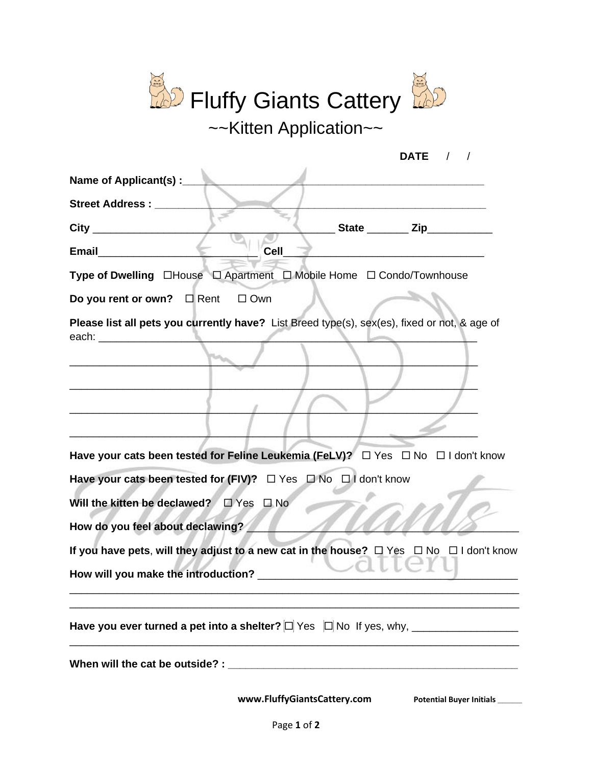# Fluffy Giants Cattery

## ~~Kitten Application~~

**DATE** / /

**Name of Applicant(s) :**_______________________________________________

**Street Address :** _______________________________________________

**City** ______________________________________ **State** _______ **Zip**___________

**Email**__________________________ **Cell**__________________________________

**Type of Dwelling** ☐House ☐ Apartment ☐ Mobile Home ☐ Condo/Townhouse

**Do you rent or own?** ☐ Rent ☐ Own

**Please list all pets you currently have?** List Breed type(s), sex(es), fixed or not, & age of each: ___________________________________________________________

_____________________________________________________________________

_____________________________________________________________________

_____________________________________________________________________

_____________________________________________________________________

**Have your cats been tested for Feline Leukemia (FeLV)?** ☐ Yes ☐ No ☐ I don't know

**Have your cats been tested for (FIV)?** ☐ Yes ☐ No ☐ I don't know

**Will the kitten be declawed?** ☐ Yes ☐ No

**How do you feel about declawing?** ______________________________________

**If you have pets, will they adjust to a new cat in the house?** ☐ Yes ☐ No ☐ I don't know

**How will you make the introduction?** ___________________________________

_____________________________________________________________________

_____________________________________________________________________

**Have you ever turned a pet into a shelter?** ☐ Yes ☐ No If yes, why, _________________

_____________________________________________________________________

**When will the cat be outside? :** _______________________________________________

**www.FluffyGiantsCattery.com** **Potential Buyer Initials ______**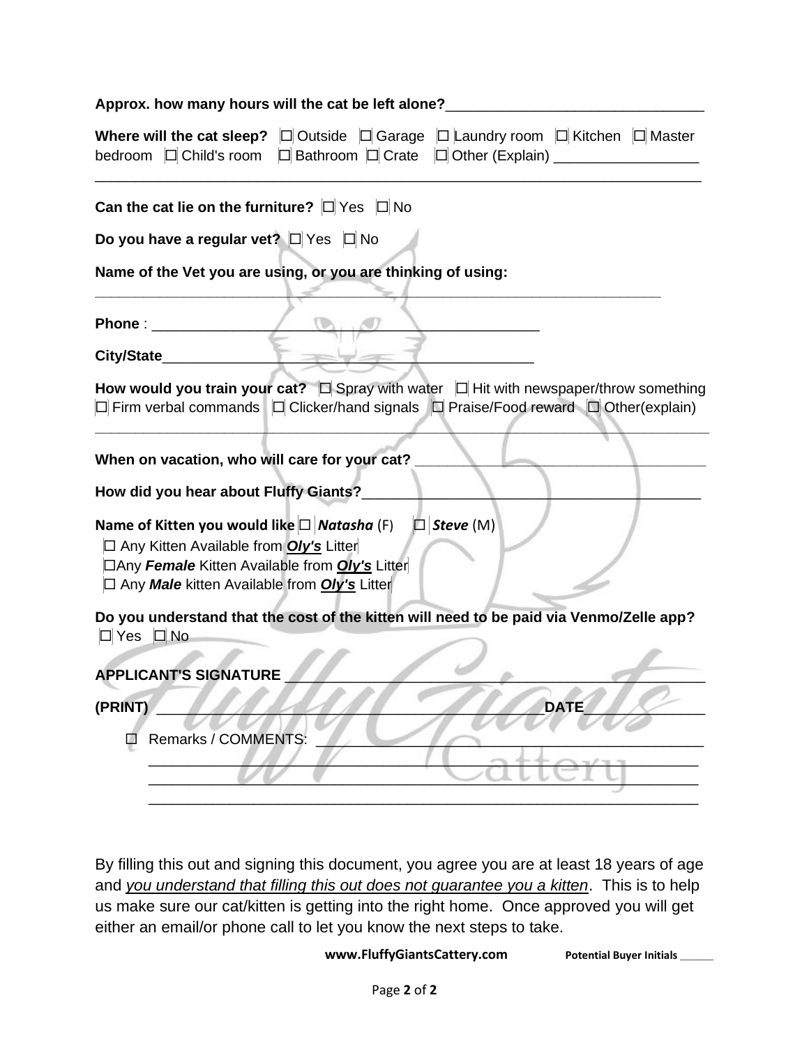**Approx. how many hours will the cat be left alone?**_______________________________

**Where will the cat sleep?** ☐ Outside ☐ Garage ☐ Laundry room ☐ Kitchen ☐ Master bedroom ☐ Child's room ☐ Bathroom ☐ Crate ☐ Other (Explain) _________________
_____________________________________________________________________

**Can the cat lie on the furniture?** ☐ Yes ☐ No

**Do you have a regular vet?** ☐ Yes ☐ No

**Name of the Vet you are using, or you are thinking of using:**
_____________________________________________________________________

**Phone** : _______________________________________________

**City/State**_____________________________________________

**How would you train your cat?** ☐ Spray with water ☐ Hit with newspaper/throw something ☐ Firm verbal commands ☐ Clicker/hand signals ☐ Praise/Food reward ☐ Other(explain)
_____________________________________________________________________

**When on vacation, who will care for your cat?** ___________________________________

**How did you hear about Fluffy Giants?**_________________________________________

**Name of Kitten you would like** ☐ ***Natasha*** (F) ☐ ***Steve*** (M)

☐ Any Kitten Available from ***Oly's*** Litter
☐Any ***Female*** Kitten Available from ***Oly's*** Litter
☐ Any ***Male*** kitten Available from ***Oly's*** Litter

**Do you understand that the cost of the kitten will need to be paid via Venmo/Zelle app?** ☐ Yes ☐ No

**APPLICANT'S SIGNATURE** _____________________________________________

**(PRINT)** ______________________________________ **DATE**______________

☐ Remarks / COMMENTS: _____________________________________________
_____________________________________________________________
_____________________________________________________________
_____________________________________________________________

By filling this out and signing this document, you agree you are at least 18 years of age and _you understand that filling this out does not guarantee you a kitten_. This is to help us make sure our cat/kitten is getting into the right home. Once approved you will get either an email/or phone call to let you know the next steps to take.

**www.FluffyGiantsCattery.com** **Potential Buyer Initials** ______